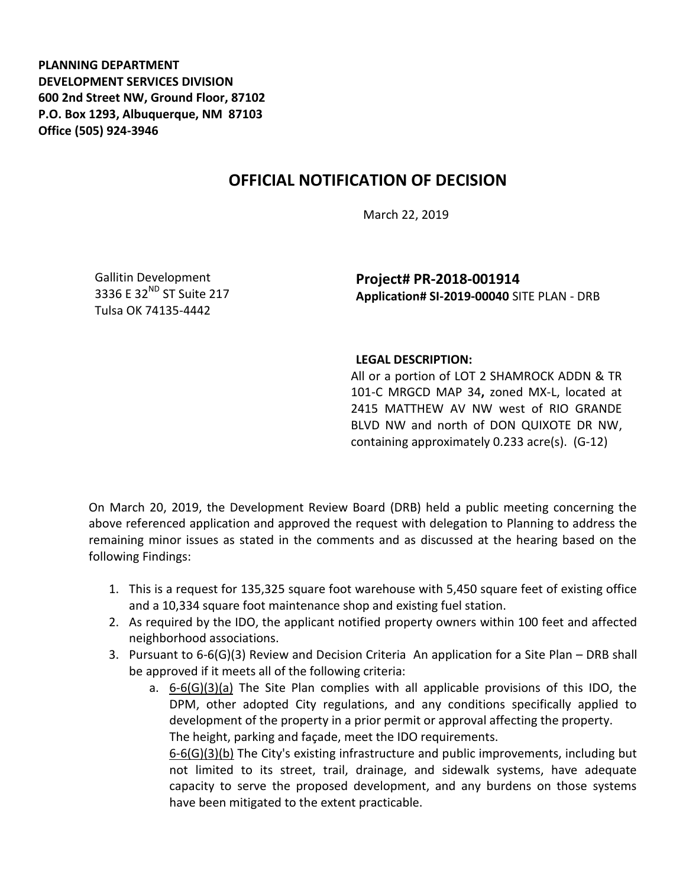**PLANNING DEPARTMENT**
**DEVELOPMENT SERVICES DIVISION**
**600 2nd Street NW, Ground Floor, 87102**
**P.O. Box 1293, Albuquerque, NM 87103**
**Office (505) 924-3946**

# OFFICIAL NOTIFICATION OF DECISION

March 22, 2019

Gallitin Development
3336 E 32[ND] ST Suite 217
Tulsa OK 74135-4442

**Project# PR-2018-001914**
**Application# SI-2019-00040** SITE PLAN - DRB

**LEGAL DESCRIPTION:**
All or a portion of LOT 2 SHAMROCK ADDN & TR 101-C MRGCD MAP 34**,** zoned MX-L, located at 2415 MATTHEW AV NW west of RIO GRANDE BLVD NW and north of DON QUIXOTE DR NW, containing approximately 0.233 acre(s). (G-12)

On March 20, 2019, the Development Review Board (DRB) held a public meeting concerning the above referenced application and approved the request with delegation to Planning to address the remaining minor issues as stated in the comments and as discussed at the hearing based on the following Findings:

1. This is a request for 135,325 square foot warehouse with 5,450 square feet of existing office and a 10,334 square foot maintenance shop and existing fuel station.
2. As required by the IDO, the applicant notified property owners within 100 feet and affected neighborhood associations.
3. Pursuant to 6-6(G)(3) Review and Decision Criteria An application for a Site Plan – DRB shall be approved if it meets all of the following criteria:
   a. 6-6(G)(3)(a) The Site Plan complies with all applicable provisions of this IDO, the DPM, other adopted City regulations, and any conditions specifically applied to development of the property in a prior permit or approval affecting the property.
      The height, parking and façade, meet the IDO requirements.
      6-6(G)(3)(b) The City's existing infrastructure and public improvements, including but not limited to its street, trail, drainage, and sidewalk systems, have adequate capacity to serve the proposed development, and any burdens on those systems have been mitigated to the extent practicable.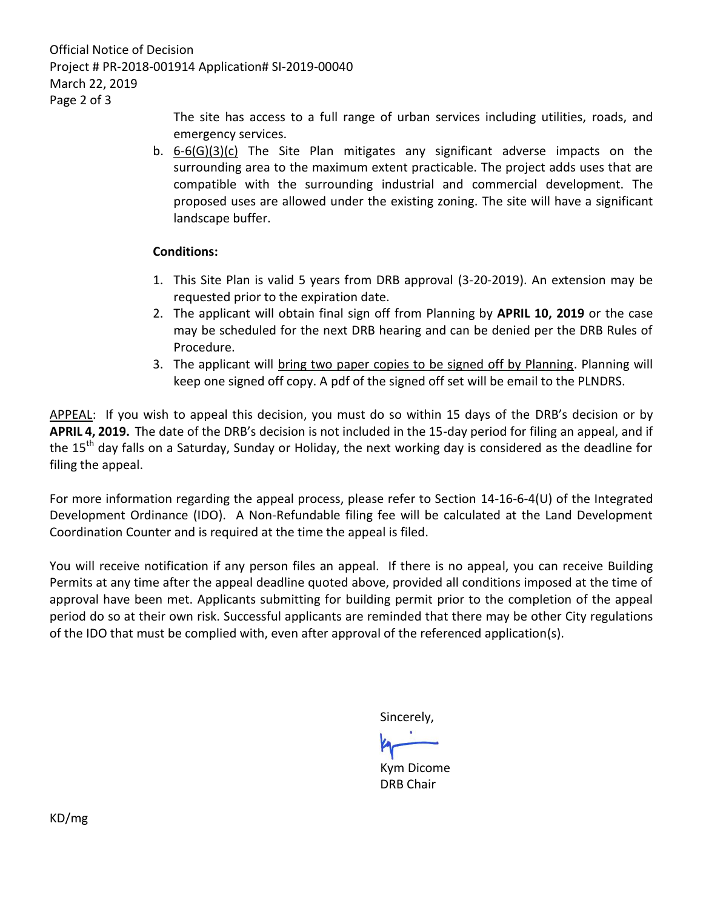The site has access to a full range of urban services including utilities, roads, and emergency services.

b. 6-6(G)(3)(c) The Site Plan mitigates any significant adverse impacts on the surrounding area to the maximum extent practicable. The project adds uses that are compatible with the surrounding industrial and commercial development. The proposed uses are allowed under the existing zoning. The site will have a significant landscape buffer.

**Conditions:**

1. This Site Plan is valid 5 years from DRB approval (3-20-2019). An extension may be requested prior to the expiration date.
2. The applicant will obtain final sign off from Planning by **APRIL 10, 2019** or the case may be scheduled for the next DRB hearing and can be denied per the DRB Rules of Procedure.
3. The applicant will bring two paper copies to be signed off by Planning. Planning will keep one signed off copy. A pdf of the signed off set will be email to the PLNDRS.

APPEAL: If you wish to appeal this decision, you must do so within 15 days of the DRB's decision or by **APRIL 4, 2019.** The date of the DRB's decision is not included in the 15-day period for filing an appeal, and if the 15th day falls on a Saturday, Sunday or Holiday, the next working day is considered as the deadline for filing the appeal.

For more information regarding the appeal process, please refer to Section 14-16-6-4(U) of the Integrated Development Ordinance (IDO). A Non-Refundable filing fee will be calculated at the Land Development Coordination Counter and is required at the time the appeal is filed.

You will receive notification if any person files an appeal. If there is no appeal, you can receive Building Permits at any time after the appeal deadline quoted above, provided all conditions imposed at the time of approval have been met. Applicants submitting for building permit prior to the completion of the appeal period do so at their own risk. Successful applicants are reminded that there may be other City regulations of the IDO that must be complied with, even after approval of the referenced application(s).

Sincerely,

Kym Dicome
DRB Chair

KD/mg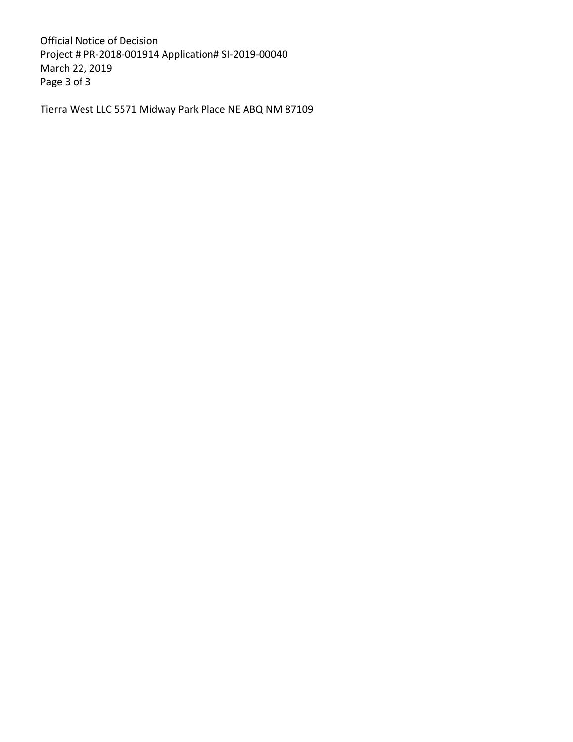Tierra West LLC 5571 Midway Park Place NE ABQ NM 87109